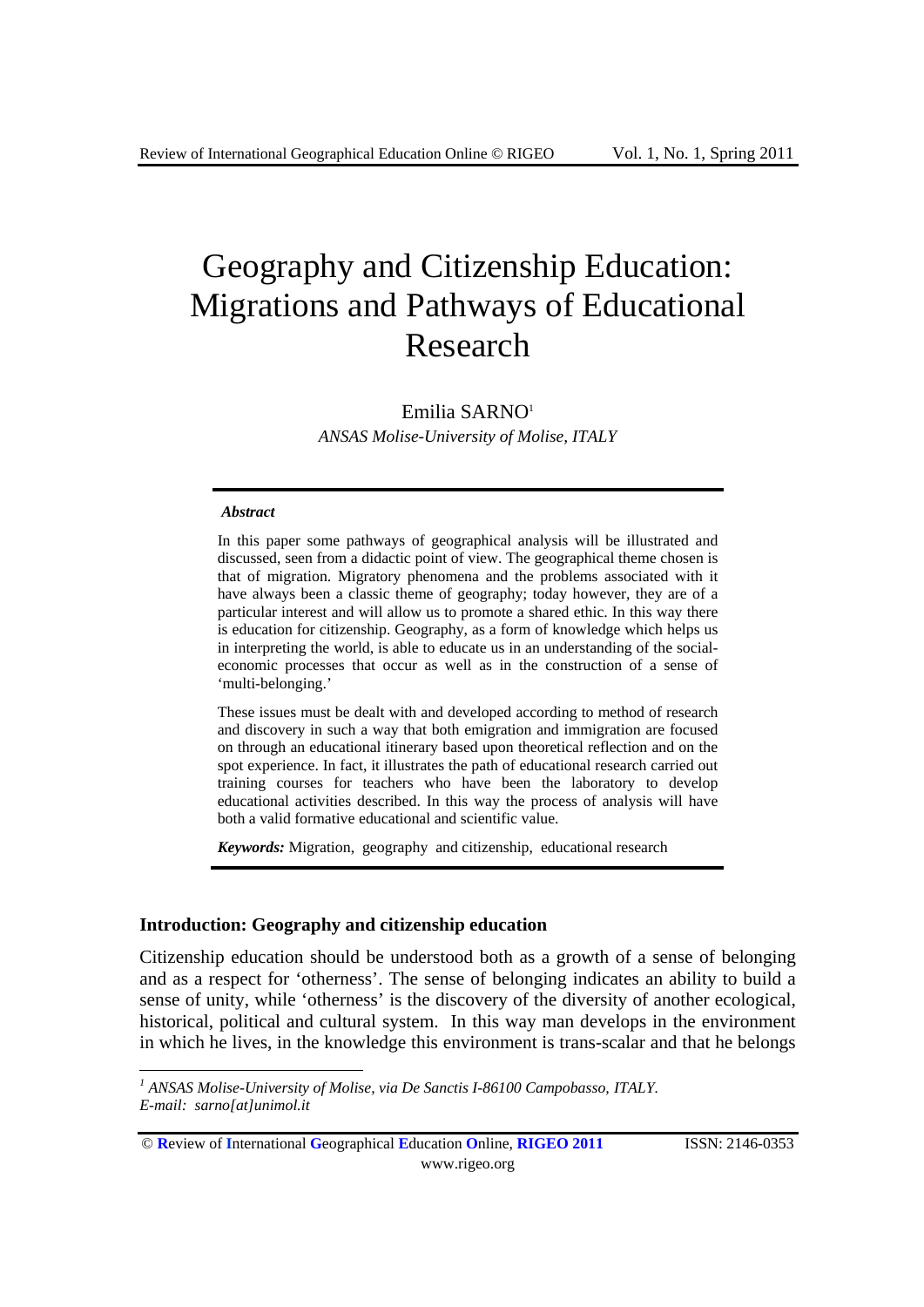# Geography and Citizenship Education: Migrations and Pathways of Educational Research

Emilia SARNO[1]

*ANSAS Molise-University of Molise, ITALY*

***Abstract***

In this paper some pathways of geographical analysis will be illustrated and discussed, seen from a didactic point of view. The geographical theme chosen is that of migration. Migratory phenomena and the problems associated with it have always been a classic theme of geography; today however, they are of a particular interest and will allow us to promote a shared ethic. In this way there is education for citizenship. Geography, as a form of knowledge which helps us in interpreting the world, is able to educate us in an understanding of the social-economic processes that occur as well as in the construction of a sense of 'multi-belonging.'

These issues must be dealt with and developed according to method of research and discovery in such a way that both emigration and immigration are focused on through an educational itinerary based upon theoretical reflection and on the spot experience. In fact, it illustrates the path of educational research carried out training courses for teachers who have been the laboratory to develop educational activities described. In this way the process of analysis will have both a valid formative educational and scientific value.

***Keywords:*** Migration, geography and citizenship, educational research

## Introduction: Geography and citizenship education

Citizenship education should be understood both as a growth of a sense of belonging and as a respect for 'otherness'. The sense of belonging indicates an ability to build a sense of unity, while 'otherness' is the discovery of the diversity of another ecological, historical, political and cultural system. In this way man develops in the environment in which he lives, in the knowledge this environment is trans-scalar and that he belongs

[1] *ANSAS Molise-University of Molise, via De Sanctis I-86100 Campobasso, ITALY. E-mail: sarno[at]unimol.it*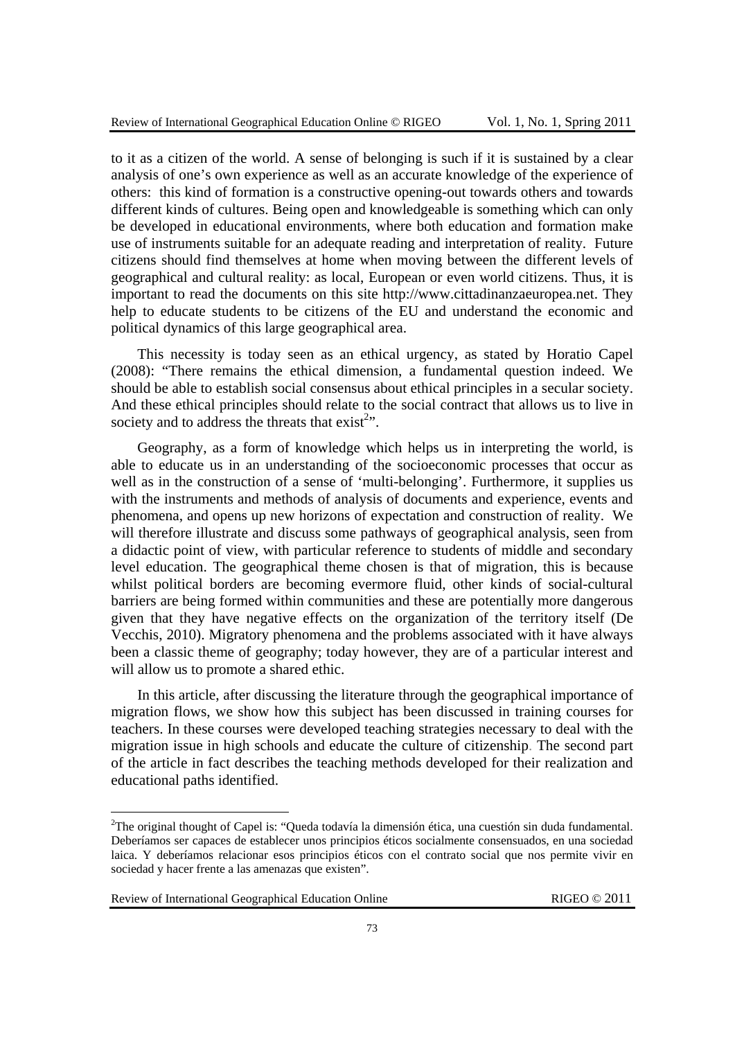to it as a citizen of the world. A sense of belonging is such if it is sustained by a clear analysis of one's own experience as well as an accurate knowledge of the experience of others: this kind of formation is a constructive opening-out towards others and towards different kinds of cultures. Being open and knowledgeable is something which can only be developed in educational environments, where both education and formation make use of instruments suitable for an adequate reading and interpretation of reality. Future citizens should find themselves at home when moving between the different levels of geographical and cultural reality: as local, European or even world citizens. Thus, it is important to read the documents on this site http://www.cittadinanzaeuropea.net. They help to educate students to be citizens of the EU and understand the economic and political dynamics of this large geographical area.

This necessity is today seen as an ethical urgency, as stated by Horatio Capel (2008): "There remains the ethical dimension, a fundamental question indeed. We should be able to establish social consensus about ethical principles in a secular society. And these ethical principles should relate to the social contract that allows us to live in society and to address the threats that exist[2]".

Geography, as a form of knowledge which helps us in interpreting the world, is able to educate us in an understanding of the socioeconomic processes that occur as well as in the construction of a sense of 'multi-belonging'. Furthermore, it supplies us with the instruments and methods of analysis of documents and experience, events and phenomena, and opens up new horizons of expectation and construction of reality. We will therefore illustrate and discuss some pathways of geographical analysis, seen from a didactic point of view, with particular reference to students of middle and secondary level education. The geographical theme chosen is that of migration, this is because whilst political borders are becoming evermore fluid, other kinds of social-cultural barriers are being formed within communities and these are potentially more dangerous given that they have negative effects on the organization of the territory itself (De Vecchis, 2010). Migratory phenomena and the problems associated with it have always been a classic theme of geography; today however, they are of a particular interest and will allow us to promote a shared ethic.

In this article, after discussing the literature through the geographical importance of migration flows, we show how this subject has been discussed in training courses for teachers. In these courses were developed teaching strategies necessary to deal with the migration issue in high schools and educate the culture of citizenship. The second part of the article in fact describes the teaching methods developed for their realization and educational paths identified.

---

[2]The original thought of Capel is: "Queda todavía la dimensión ética, una cuestión sin duda fundamental. Deberíamos ser capaces de establecer unos principios éticos socialmente consensuados, en una sociedad laica. Y deberíamos relacionar esos principios éticos con el contrato social que nos permite vivir en sociedad y hacer frente a las amenazas que existen".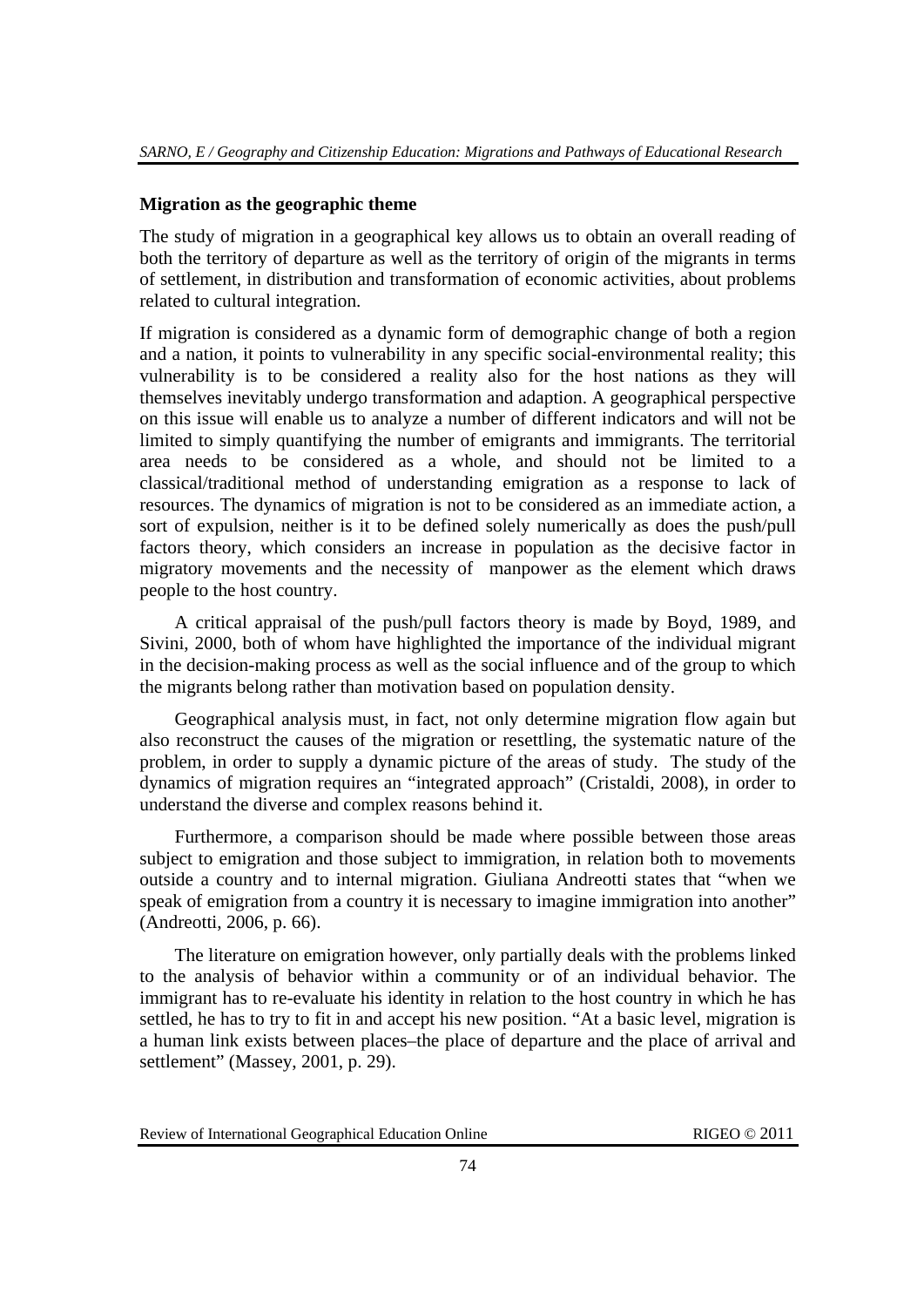**Migration as the geographic theme**

The study of migration in a geographical key allows us to obtain an overall reading of both the territory of departure as well as the territory of origin of the migrants in terms of settlement, in distribution and transformation of economic activities, about problems related to cultural integration.

If migration is considered as a dynamic form of demographic change of both a region and a nation, it points to vulnerability in any specific social-environmental reality; this vulnerability is to be considered a reality also for the host nations as they will themselves inevitably undergo transformation and adaption. A geographical perspective on this issue will enable us to analyze a number of different indicators and will not be limited to simply quantifying the number of emigrants and immigrants. The territorial area needs to be considered as a whole, and should not be limited to a classical/traditional method of understanding emigration as a response to lack of resources. The dynamics of migration is not to be considered as an immediate action, a sort of expulsion, neither is it to be defined solely numerically as does the push/pull factors theory, which considers an increase in population as the decisive factor in migratory movements and the necessity of manpower as the element which draws people to the host country.

A critical appraisal of the push/pull factors theory is made by Boyd, 1989, and Sivini, 2000, both of whom have highlighted the importance of the individual migrant in the decision-making process as well as the social influence and of the group to which the migrants belong rather than motivation based on population density.

Geographical analysis must, in fact, not only determine migration flow again but also reconstruct the causes of the migration or resettling, the systematic nature of the problem, in order to supply a dynamic picture of the areas of study. The study of the dynamics of migration requires an "integrated approach" (Cristaldi, 2008), in order to understand the diverse and complex reasons behind it.

Furthermore, a comparison should be made where possible between those areas subject to emigration and those subject to immigration, in relation both to movements outside a country and to internal migration. Giuliana Andreotti states that "when we speak of emigration from a country it is necessary to imagine immigration into another" (Andreotti, 2006, p. 66).

The literature on emigration however, only partially deals with the problems linked to the analysis of behavior within a community or of an individual behavior. The immigrant has to re-evaluate his identity in relation to the host country in which he has settled, he has to try to fit in and accept his new position. "At a basic level, migration is a human link exists between places–the place of departure and the place of arrival and settlement" (Massey, 2001, p. 29).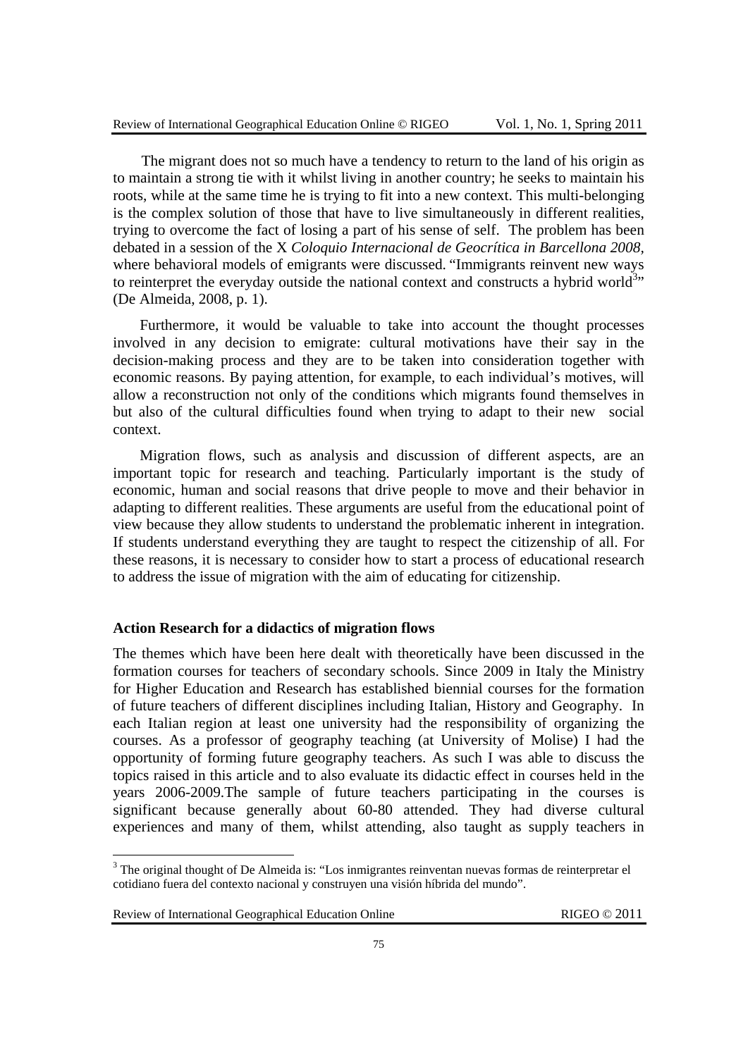The migrant does not so much have a tendency to return to the land of his origin as to maintain a strong tie with it whilst living in another country; he seeks to maintain his roots, while at the same time he is trying to fit into a new context. This multi-belonging is the complex solution of those that have to live simultaneously in different realities, trying to overcome the fact of losing a part of his sense of self. The problem has been debated in a session of the X *Coloquio Internacional de Geocrítica in Barcellona 2008*, where behavioral models of emigrants were discussed. "Immigrants reinvent new ways to reinterpret the everyday outside the national context and constructs a hybrid world[3]" (De Almeida, 2008, p. 1).

Furthermore, it would be valuable to take into account the thought processes involved in any decision to emigrate: cultural motivations have their say in the decision-making process and they are to be taken into consideration together with economic reasons. By paying attention, for example, to each individual's motives, will allow a reconstruction not only of the conditions which migrants found themselves in but also of the cultural difficulties found when trying to adapt to their new social context.

Migration flows, such as analysis and discussion of different aspects, are an important topic for research and teaching. Particularly important is the study of economic, human and social reasons that drive people to move and their behavior in adapting to different realities. These arguments are useful from the educational point of view because they allow students to understand the problematic inherent in integration. If students understand everything they are taught to respect the citizenship of all. For these reasons, it is necessary to consider how to start a process of educational research to address the issue of migration with the aim of educating for citizenship.

## Action Research for a didactics of migration flows

The themes which have been here dealt with theoretically have been discussed in the formation courses for teachers of secondary schools. Since 2009 in Italy the Ministry for Higher Education and Research has established biennial courses for the formation of future teachers of different disciplines including Italian, History and Geography. In each Italian region at least one university had the responsibility of organizing the courses. As a professor of geography teaching (at University of Molise) I had the opportunity of forming future geography teachers. As such I was able to discuss the topics raised in this article and to also evaluate its didactic effect in courses held in the years 2006-2009.The sample of future teachers participating in the courses is significant because generally about 60-80 attended. They had diverse cultural experiences and many of them, whilst attending, also taught as supply teachers in

[3] The original thought of De Almeida is: "Los inmigrantes reinventan nuevas formas de reinterpretar el cotidiano fuera del contexto nacional y construyen una visión híbrida del mundo".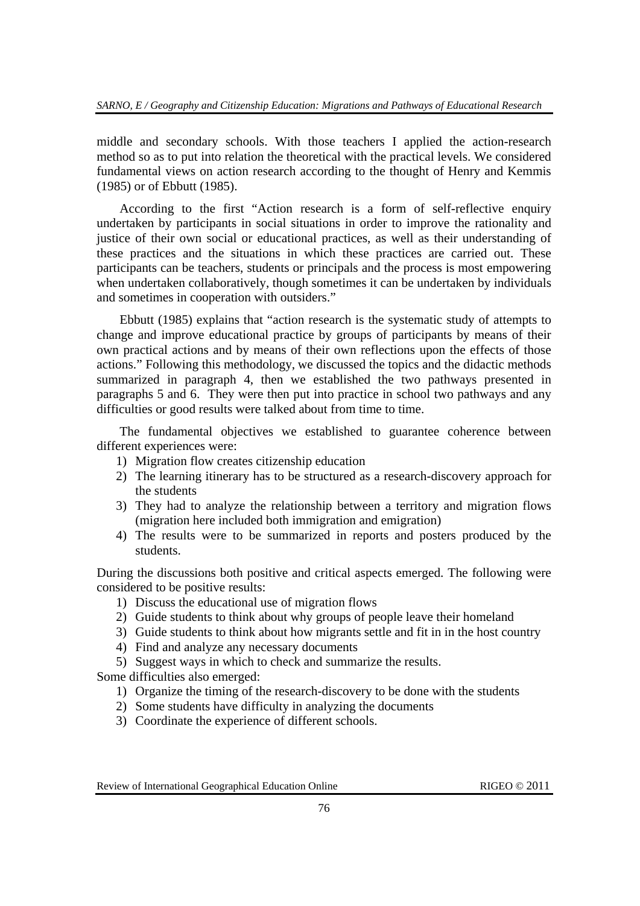middle and secondary schools. With those teachers I applied the action-research method so as to put into relation the theoretical with the practical levels. We considered fundamental views on action research according to the thought of Henry and Kemmis (1985) or of Ebbutt (1985).

According to the first "Action research is a form of self-reflective enquiry undertaken by participants in social situations in order to improve the rationality and justice of their own social or educational practices, as well as their understanding of these practices and the situations in which these practices are carried out. These participants can be teachers, students or principals and the process is most empowering when undertaken collaboratively, though sometimes it can be undertaken by individuals and sometimes in cooperation with outsiders."

Ebbutt (1985) explains that "action research is the systematic study of attempts to change and improve educational practice by groups of participants by means of their own practical actions and by means of their own reflections upon the effects of those actions." Following this methodology, we discussed the topics and the didactic methods summarized in paragraph 4, then we established the two pathways presented in paragraphs 5 and 6. They were then put into practice in school two pathways and any difficulties or good results were talked about from time to time.

The fundamental objectives we established to guarantee coherence between different experiences were:

1) Migration flow creates citizenship education
2) The learning itinerary has to be structured as a research-discovery approach for the students
3) They had to analyze the relationship between a territory and migration flows (migration here included both immigration and emigration)
4) The results were to be summarized in reports and posters produced by the students.

During the discussions both positive and critical aspects emerged. The following were considered to be positive results:

1) Discuss the educational use of migration flows
2) Guide students to think about why groups of people leave their homeland
3) Guide students to think about how migrants settle and fit in in the host country
4) Find and analyze any necessary documents
5) Suggest ways in which to check and summarize the results.

Some difficulties also emerged:

1) Organize the timing of the research-discovery to be done with the students
2) Some students have difficulty in analyzing the documents
3) Coordinate the experience of different schools.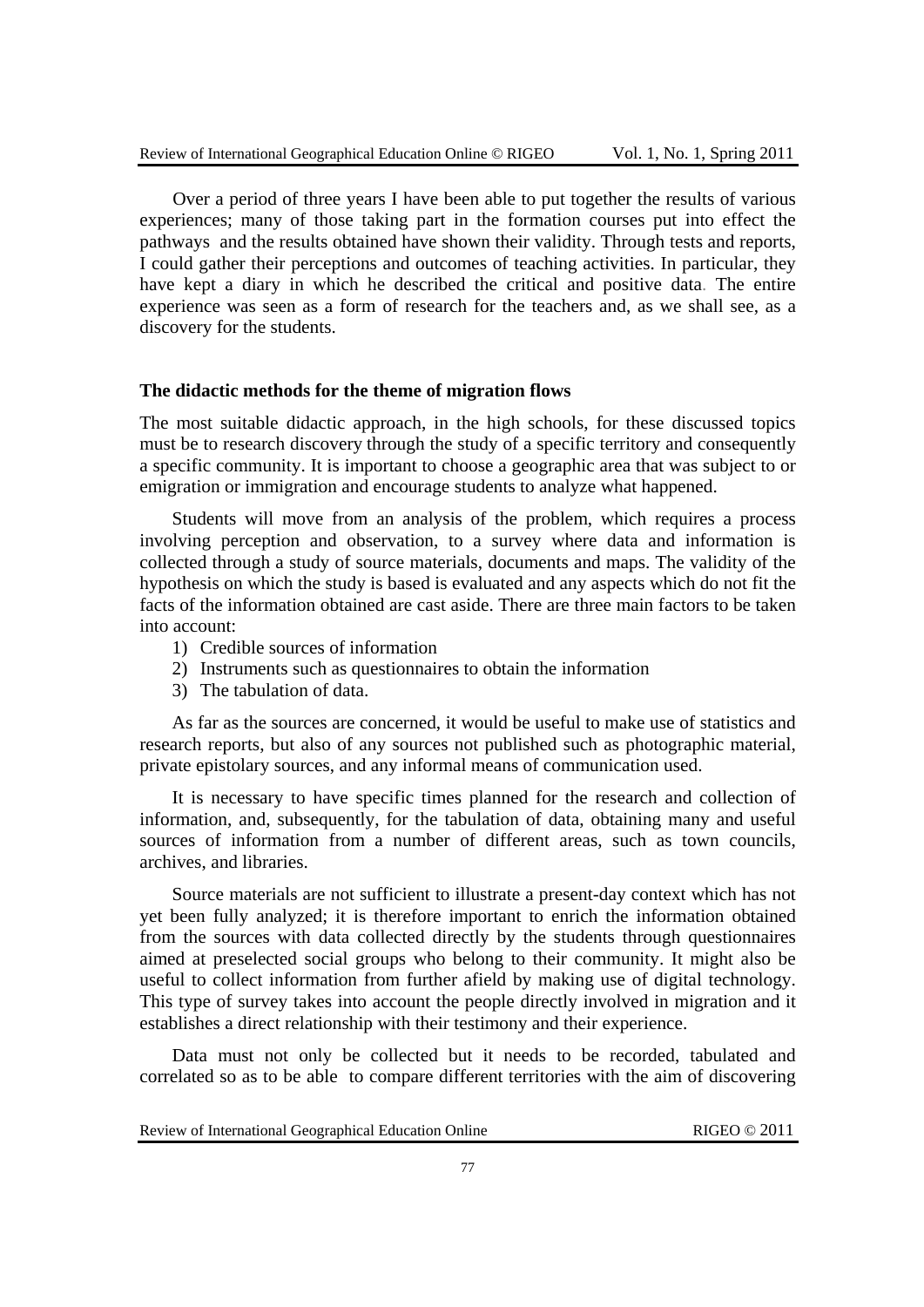Over a period of three years I have been able to put together the results of various experiences; many of those taking part in the formation courses put into effect the pathways and the results obtained have shown their validity. Through tests and reports, I could gather their perceptions and outcomes of teaching activities. In particular, they have kept a diary in which he described the critical and positive data. The entire experience was seen as a form of research for the teachers and, as we shall see, as a discovery for the students.

### The didactic methods for the theme of migration flows

The most suitable didactic approach, in the high schools, for these discussed topics must be to research discovery through the study of a specific territory and consequently a specific community. It is important to choose a geographic area that was subject to or emigration or immigration and encourage students to analyze what happened.

Students will move from an analysis of the problem, which requires a process involving perception and observation, to a survey where data and information is collected through a study of source materials, documents and maps. The validity of the hypothesis on which the study is based is evaluated and any aspects which do not fit the facts of the information obtained are cast aside. There are three main factors to be taken into account:

1) Credible sources of information
2) Instruments such as questionnaires to obtain the information
3) The tabulation of data.

As far as the sources are concerned, it would be useful to make use of statistics and research reports, but also of any sources not published such as photographic material, private epistolary sources, and any informal means of communication used.

It is necessary to have specific times planned for the research and collection of information, and, subsequently, for the tabulation of data, obtaining many and useful sources of information from a number of different areas, such as town councils, archives, and libraries.

Source materials are not sufficient to illustrate a present-day context which has not yet been fully analyzed; it is therefore important to enrich the information obtained from the sources with data collected directly by the students through questionnaires aimed at preselected social groups who belong to their community. It might also be useful to collect information from further afield by making use of digital technology. This type of survey takes into account the people directly involved in migration and it establishes a direct relationship with their testimony and their experience.

Data must not only be collected but it needs to be recorded, tabulated and correlated so as to be able to compare different territories with the aim of discovering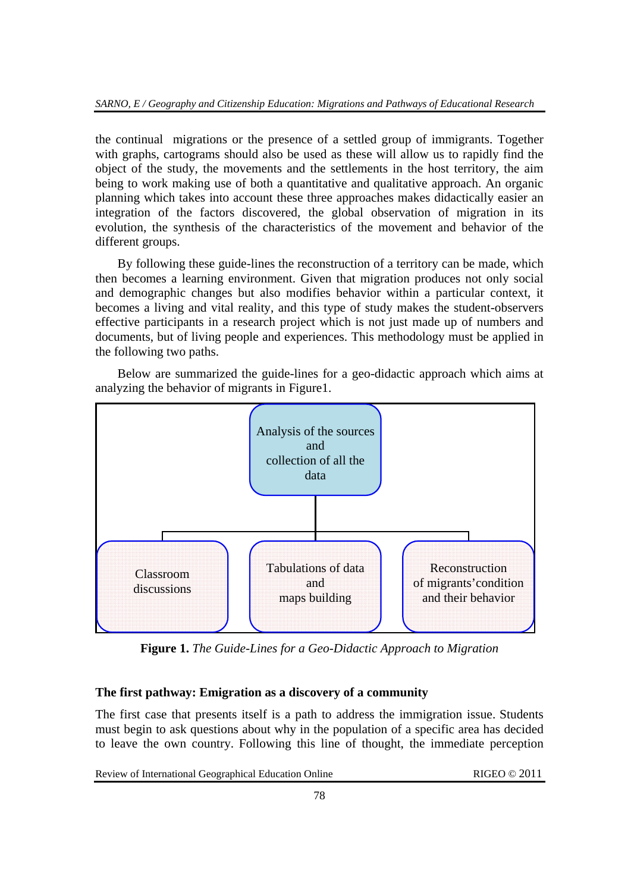the continual  migrations or the presence of a settled group of immigrants. Together with graphs, cartograms should also be used as these will allow us to rapidly find the object of the study, the movements and the settlements in the host territory, the aim being to work making use of both a quantitative and qualitative approach. An organic planning which takes into account these three approaches makes didactically easier an integration of the factors discovered, the global observation of migration in its evolution, the synthesis of the characteristics of the movement and behavior of the different groups.

By following these guide-lines the reconstruction of a territory can be made, which then becomes a learning environment. Given that migration produces not only social and demographic changes but also modifies behavior within a particular context, it becomes a living and vital reality, and this type of study makes the student-observers effective participants in a research project which is not just made up of numbers and documents, but of living people and experiences. This methodology must be applied in the following two paths.

Below are summarized the guide-lines for a geo-didactic approach which aims at analyzing the behavior of migrants in Figure1.

Analysis of the sources and collection of all the data

Classroom discussions

Tabulations of data and maps building

Reconstruction of migrants'condition and their behavior

**Figure 1.** *The Guide-Lines for a Geo-Didactic Approach to Migration*

### The first pathway: Emigration as a discovery of a community

The first case that presents itself is a path to address the immigration issue. Students must begin to ask questions about why in the population of a specific area has decided to leave the own country. Following this line of thought, the immediate perception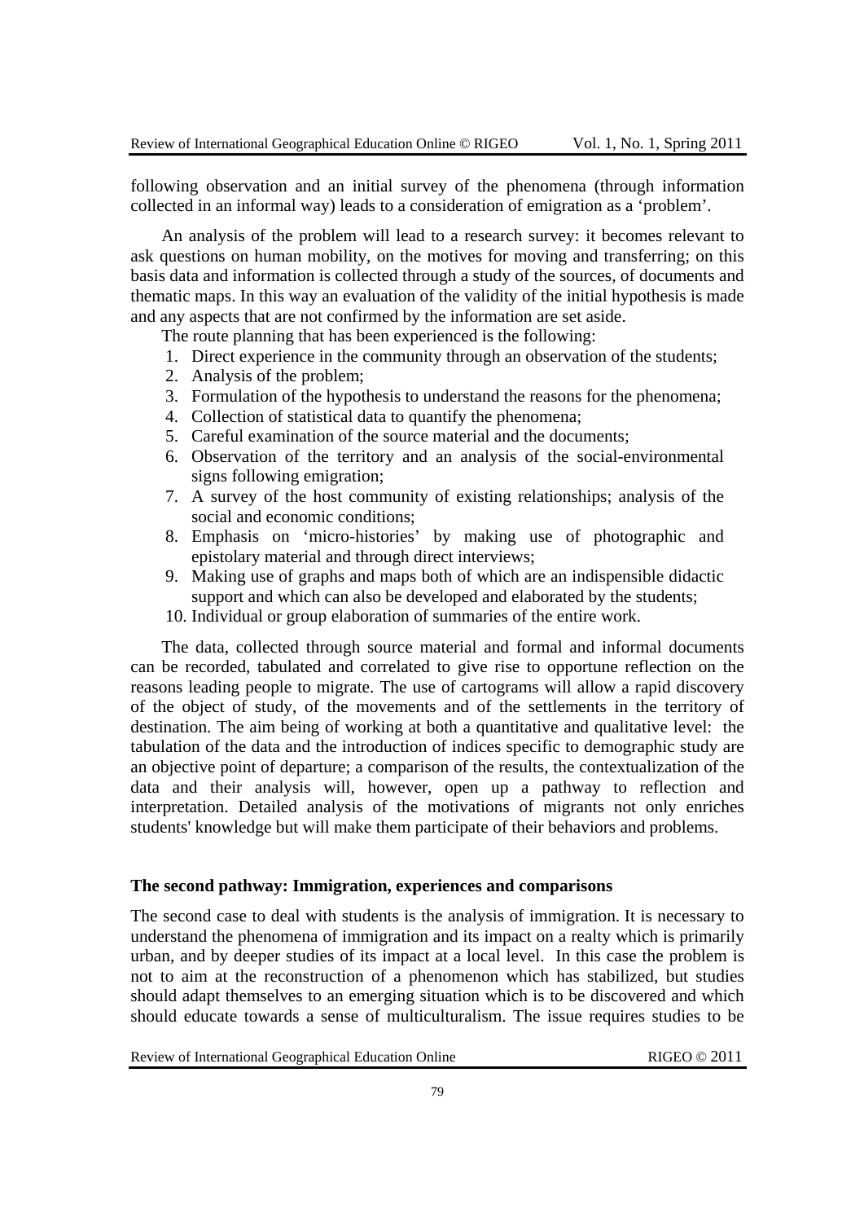following observation and an initial survey of the phenomena (through information collected in an informal way) leads to a consideration of emigration as a 'problem'.

An analysis of the problem will lead to a research survey: it becomes relevant to ask questions on human mobility, on the motives for moving and transferring; on this basis data and information is collected through a study of the sources, of documents and thematic maps. In this way an evaluation of the validity of the initial hypothesis is made and any aspects that are not confirmed by the information are set aside.

The route planning that has been experienced is the following:

1. Direct experience in the community through an observation of the students;
2. Analysis of the problem;
3. Formulation of the hypothesis to understand the reasons for the phenomena;
4. Collection of statistical data to quantify the phenomena;
5. Careful examination of the source material and the documents;
6. Observation of the territory and an analysis of the social-environmental signs following emigration;
7. A survey of the host community of existing relationships; analysis of the social and economic conditions;
8. Emphasis on 'micro-histories' by making use of photographic and epistolary material and through direct interviews;
9. Making use of graphs and maps both of which are an indispensible didactic support and which can also be developed and elaborated by the students;
10. Individual or group elaboration of summaries of the entire work.

The data, collected through source material and formal and informal documents can be recorded, tabulated and correlated to give rise to opportune reflection on the reasons leading people to migrate. The use of cartograms will allow a rapid discovery of the object of study, of the movements and of the settlements in the territory of destination. The aim being of working at both a quantitative and qualitative level: the tabulation of the data and the introduction of indices specific to demographic study are an objective point of departure; a comparison of the results, the contextualization of the data and their analysis will, however, open up a pathway to reflection and interpretation. Detailed analysis of the motivations of migrants not only enriches students' knowledge but will make them participate of their behaviors and problems.

### The second pathway: Immigration, experiences and comparisons

The second case to deal with students is the analysis of immigration. It is necessary to understand the phenomena of immigration and its impact on a realty which is primarily urban, and by deeper studies of its impact at a local level. In this case the problem is not to aim at the reconstruction of a phenomenon which has stabilized, but studies should adapt themselves to an emerging situation which is to be discovered and which should educate towards a sense of multiculturalism. The issue requires studies to be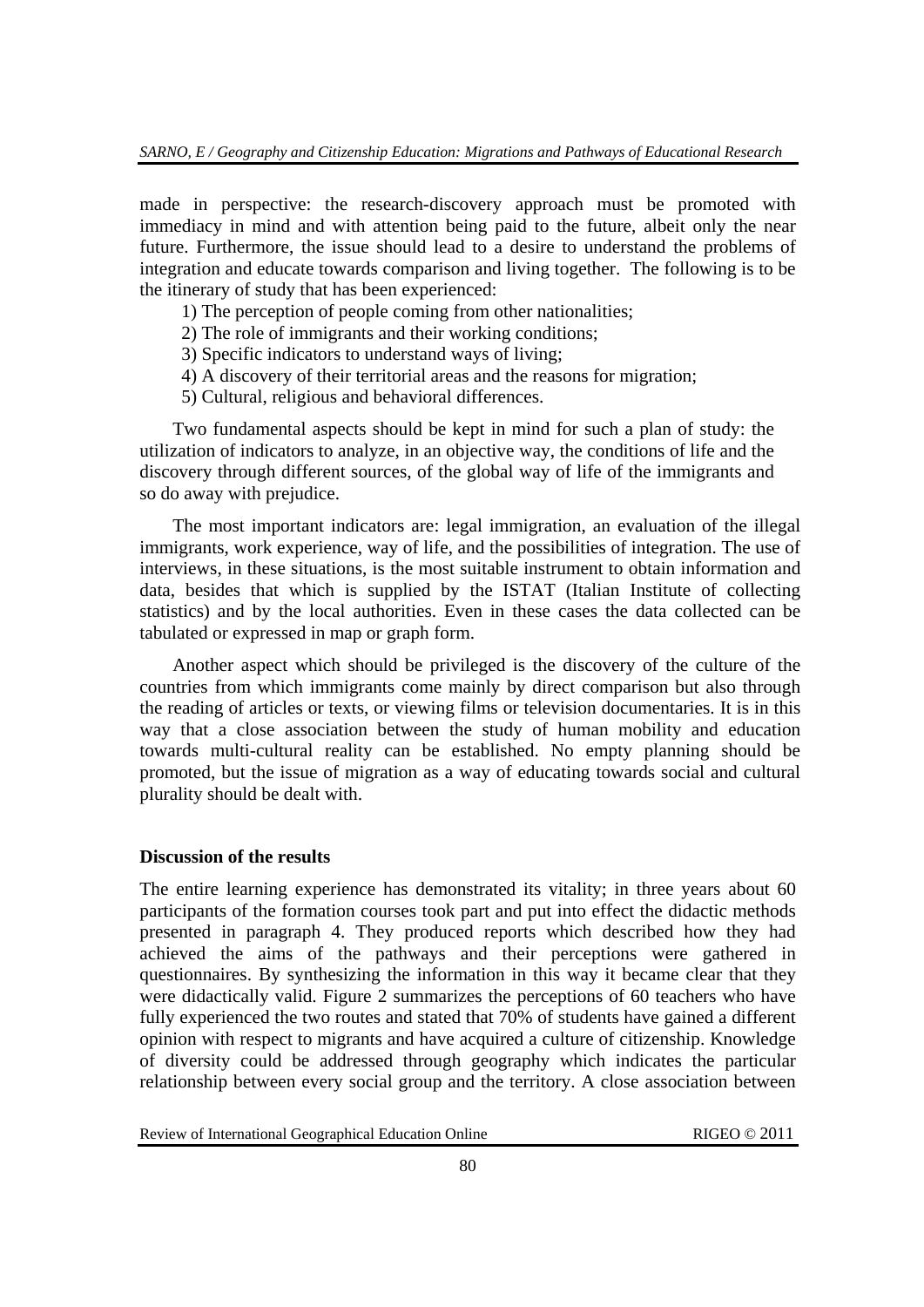made in perspective: the research-discovery approach must be promoted with immediacy in mind and with attention being paid to the future, albeit only the near future. Furthermore, the issue should lead to a desire to understand the problems of integration and educate towards comparison and living together. The following is to be the itinerary of study that has been experienced:

1) The perception of people coming from other nationalities;
2) The role of immigrants and their working conditions;
3) Specific indicators to understand ways of living;
4) A discovery of their territorial areas and the reasons for migration;
5) Cultural, religious and behavioral differences.

Two fundamental aspects should be kept in mind for such a plan of study: the utilization of indicators to analyze, in an objective way, the conditions of life and the discovery through different sources, of the global way of life of the immigrants and so do away with prejudice.

The most important indicators are: legal immigration, an evaluation of the illegal immigrants, work experience, way of life, and the possibilities of integration. The use of interviews, in these situations, is the most suitable instrument to obtain information and data, besides that which is supplied by the ISTAT (Italian Institute of collecting statistics) and by the local authorities. Even in these cases the data collected can be tabulated or expressed in map or graph form.

Another aspect which should be privileged is the discovery of the culture of the countries from which immigrants come mainly by direct comparison but also through the reading of articles or texts, or viewing films or television documentaries. It is in this way that a close association between the study of human mobility and education towards multi-cultural reality can be established. No empty planning should be promoted, but the issue of migration as a way of educating towards social and cultural plurality should be dealt with.

**Discussion of the results**

The entire learning experience has demonstrated its vitality; in three years about 60 participants of the formation courses took part and put into effect the didactic methods presented in paragraph 4. They produced reports which described how they had achieved the aims of the pathways and their perceptions were gathered in questionnaires. By synthesizing the information in this way it became clear that they were didactically valid. Figure 2 summarizes the perceptions of 60 teachers who have fully experienced the two routes and stated that 70% of students have gained a different opinion with respect to migrants and have acquired a culture of citizenship. Knowledge of diversity could be addressed through geography which indicates the particular relationship between every social group and the territory. A close association between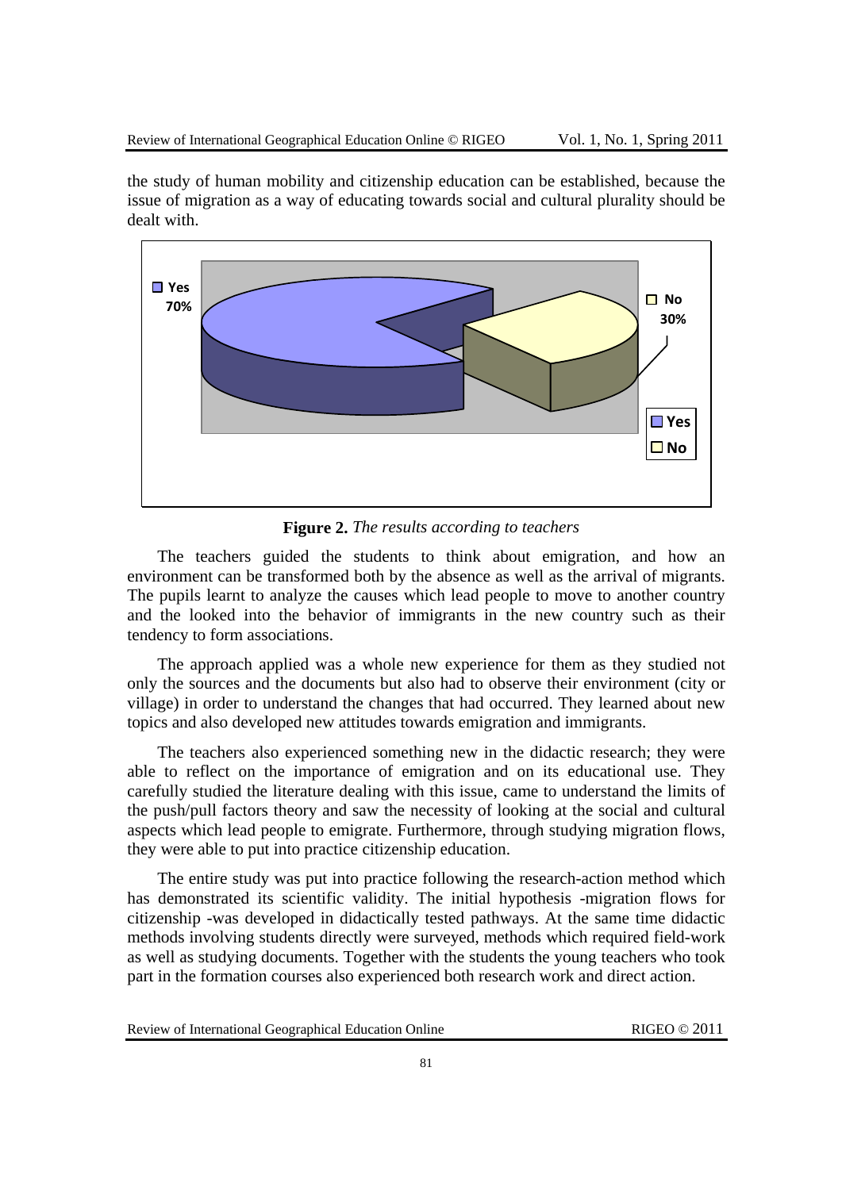the study of human mobility and citizenship education can be established, because the issue of migration as a way of educating towards social and cultural plurality should be dealt with.

**Figure 2.** *The results according to teachers*

The teachers guided the students to think about emigration, and how an environment can be transformed both by the absence as well as the arrival of migrants. The pupils learnt to analyze the causes which lead people to move to another country and the looked into the behavior of immigrants in the new country such as their tendency to form associations.

The approach applied was a whole new experience for them as they studied not only the sources and the documents but also had to observe their environment (city or village) in order to understand the changes that had occurred. They learned about new topics and also developed new attitudes towards emigration and immigrants.

The teachers also experienced something new in the didactic research; they were able to reflect on the importance of emigration and on its educational use. They carefully studied the literature dealing with this issue, came to understand the limits of the push/pull factors theory and saw the necessity of looking at the social and cultural aspects which lead people to emigrate. Furthermore, through studying migration flows, they were able to put into practice citizenship education.

The entire study was put into practice following the research-action method which has demonstrated its scientific validity. The initial hypothesis -migration flows for citizenship -was developed in didactically tested pathways. At the same time didactic methods involving students directly were surveyed, methods which required field-work as well as studying documents. Together with the students the young teachers who took part in the formation courses also experienced both research work and direct action.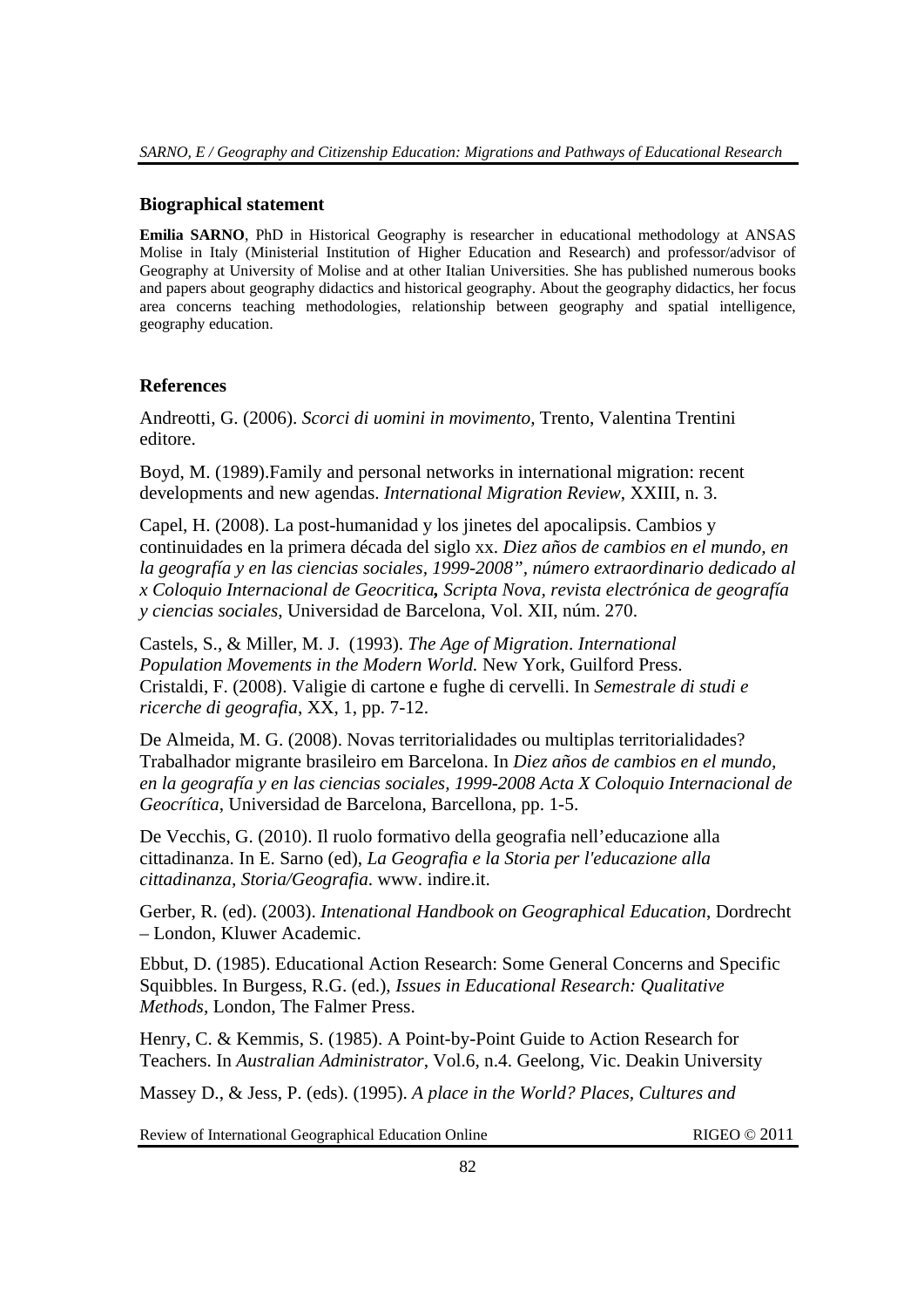### Biographical statement

**Emilia SARNO**, PhD in Historical Geography is researcher in educational methodology at ANSAS Molise in Italy (Ministerial Institution of Higher Education and Research) and professor/advisor of Geography at University of Molise and at other Italian Universities. She has published numerous books and papers about geography didactics and historical geography. About the geography didactics, her focus area concerns teaching methodologies, relationship between geography and spatial intelligence, geography education.

### References

Andreotti, G. (2006). *Scorci di uomini in movimento,* Trento, Valentina Trentini editore.

Boyd, M. (1989).Family and personal networks in international migration: recent developments and new agendas. *International Migration Review,* XXIII, n. 3.

Capel, H. (2008). La post-humanidad y los jinetes del apocalipsis. Cambios y continuidades en la primera década del siglo xx. *Diez años de cambios en el mundo, en la geografía y en las ciencias sociales, 1999-2008", número extraordinario dedicado al x Coloquio Internacional de Geocritica, Scripta Nova, revista electrónica de geografía y ciencias sociales*, Universidad de Barcelona, Vol. XII, núm. 270.

Castels, S., & Miller, M. J. (1993). *The Age of Migration. International Population Movements in the Modern World.* New York, Guilford Press.
Cristaldi, F. (2008). Valigie di cartone e fughe di cervelli. In *Semestrale di studi e ricerche di geografia*, XX, 1, pp. 7-12.

De Almeida, M. G. (2008). Novas territorialidades ou multiplas territorialidades? Trabalhador migrante brasileiro em Barcelona. In *Diez años de cambios en el mundo, en la geografía y en las ciencias sociales, 1999-2008 Acta X Coloquio Internacional de Geocrítica*, Universidad de Barcelona, Barcellona, pp. 1-5.

De Vecchis, G. (2010). Il ruolo formativo della geografia nell'educazione alla cittadinanza. In E. Sarno (ed), *La Geografia e la Storia per l'educazione alla cittadinanza, Storia/Geografia*. www. indire.it.

Gerber, R. (ed). (2003). *Intenational Handbook on Geographical Education*, Dordrecht – London, Kluwer Academic.

Ebbut, D. (1985). Educational Action Research: Some General Concerns and Specific Squibbles. In Burgess, R.G. (ed.), *Issues in Educational Research: Qualitative Methods*, London, The Falmer Press.

Henry, C. & Kemmis, S. (1985). A Point-by-Point Guide to Action Research for Teachers. In *Australian Administrator*, Vol.6, n.4. Geelong, Vic. Deakin University

Massey D., & Jess, P. (eds). (1995). *A place in the World? Places, Cultures and*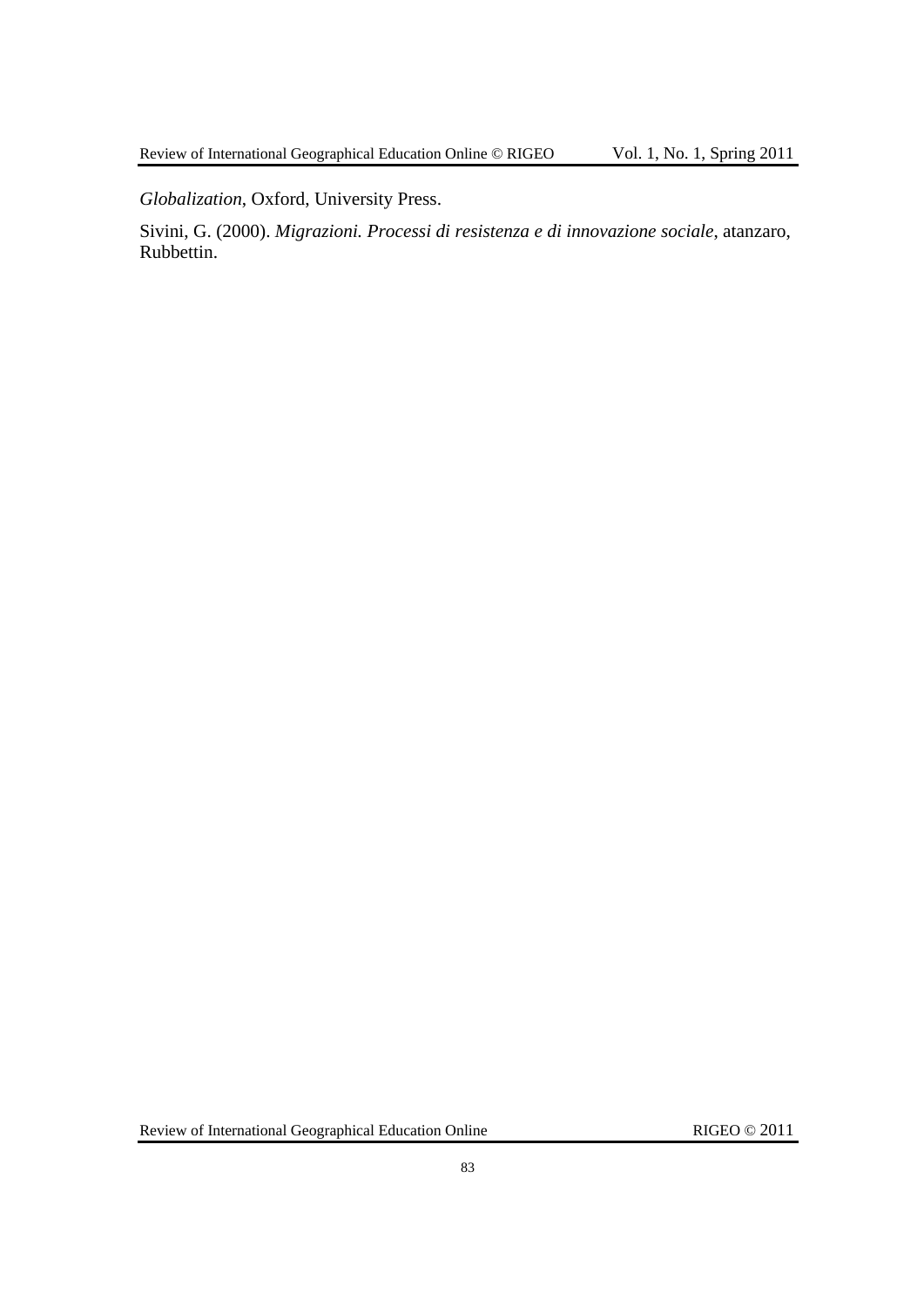*Globalization*, Oxford, University Press.

Sivini, G. (2000). *Migrazioni. Processi di resistenza e di innovazione sociale*, atanzaro, Rubbettin.